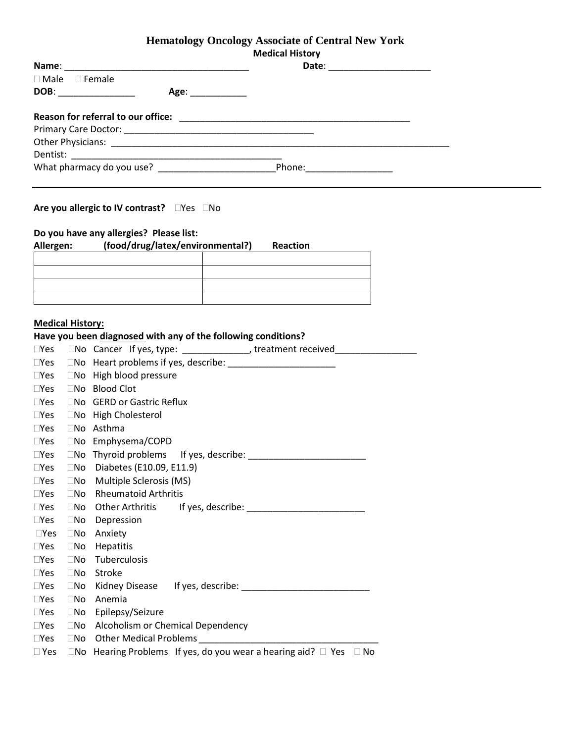# Hematology Oncology Associate of Central New York

## Medical History

**Name**: ____________________________________ **Date**: ____________________

☐ Male ☐ Female

**DOB**: _______________ **Age**: ___________

**Reason for referral to our office:** ______________________________________________

Primary Care Doctor: _____________________________________

Other Physicians: ______________________________________________________________________

Dentist: __________________________________________

What pharmacy do you use? _______________________Phone:_________________

---

**Are you allergic to IV contrast?** ☐Yes ☐No

**Do you have any allergies? Please list:**

| **Allergen: (food/drug/latex/environmental?)** | **Reaction** |
|---|---|
| | |
| | |
| | |
| | |

**Medical History:**

**Have you been diagnosed with any of the following conditions?**

☐Yes ☐No Cancer If yes, type: _____________, treatment received________________

☐Yes ☐No Heart problems if yes, describe: _____________________

☐Yes ☐No High blood pressure

☐Yes ☐No Blood Clot

☐Yes ☐No GERD or Gastric Reflux

☐Yes ☐No High Cholesterol

☐Yes ☐No Asthma

☐Yes ☐No Emphysema/COPD

☐Yes ☐No Thyroid problems If yes, describe: _______________________

☐Yes ☐No Diabetes (E10.09, E11.9)

☐Yes ☐No Multiple Sclerosis (MS)

☐Yes ☐No Rheumatoid Arthritis

☐Yes ☐No Other Arthritis If yes, describe: _______________________

☐Yes ☐No Depression

☐Yes ☐No Anxiety

☐Yes ☐No Hepatitis

☐Yes ☐No Tuberculosis

☐Yes ☐No Stroke

☐Yes ☐No Kidney Disease If yes, describe: _________________________

☐Yes ☐No Anemia

☐Yes ☐No Epilepsy/Seizure

☐Yes ☐No Alcoholism or Chemical Dependency

☐Yes ☐No Other Medical Problems ___________________________________

☐ Yes ☐No Hearing Problems If yes, do you wear a hearing aid? ☐ Yes ☐ No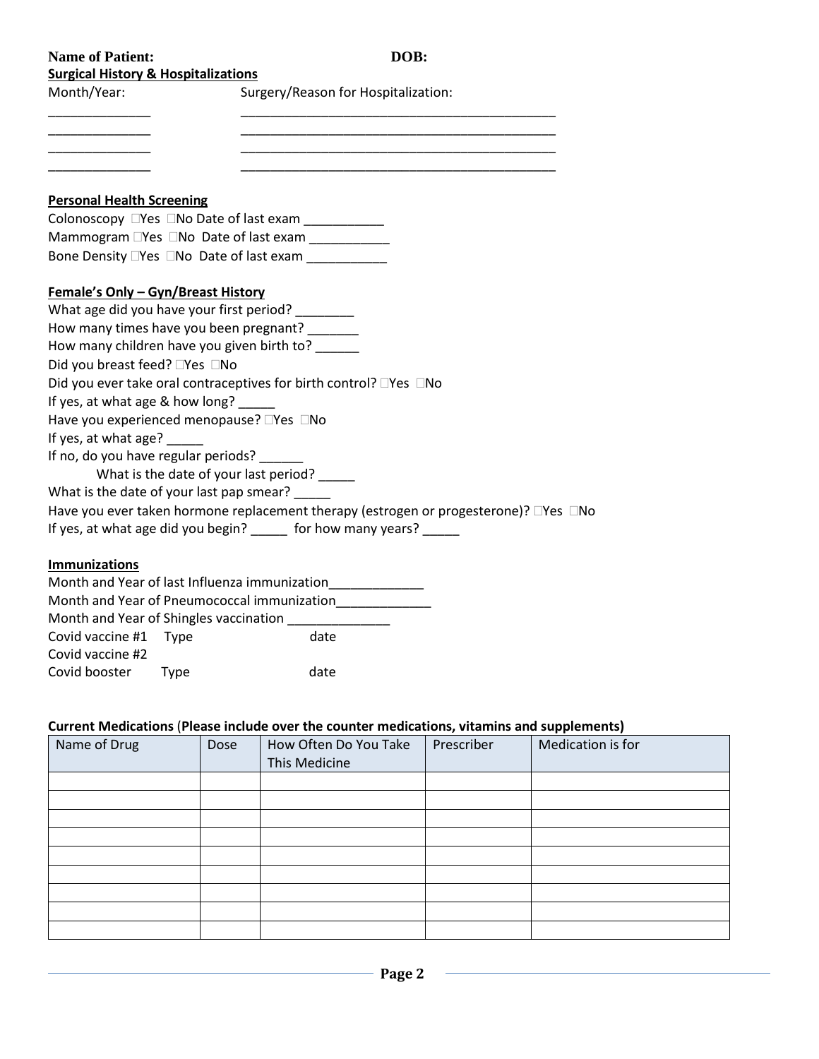**Name of Patient:** **DOB:**

**Surgical History & Hospitalizations**

Month/Year: Surgery/Reason for Hospitalization:

______________ ____________________________________________

______________ ____________________________________________

______________ ____________________________________________

______________ ____________________________________________

**Personal Health Screening**

Colonoscopy ☐Yes ☐No Date of last exam ___________

Mammogram ☐Yes ☐No Date of last exam ___________

Bone Density ☐Yes ☐No Date of last exam ___________

**Female's Only – Gyn/Breast History**

What age did you have your first period? ________

How many times have you been pregnant? _______

How many children have you given birth to? ______

Did you breast feed? ☐Yes ☐No

Did you ever take oral contraceptives for birth control? ☐Yes ☐No

If yes, at what age & how long? _____

Have you experienced menopause? ☐Yes ☐No

If yes, at what age? _____

If no, do you have regular periods? ______

What is the date of your last period? _____

What is the date of your last pap smear? _____

Have you ever taken hormone replacement therapy (estrogen or progesterone)? ☐Yes ☐No

If yes, at what age did you begin? _____ for how many years? _____

**Immunizations**

Month and Year of last Influenza immunization_____________

Month and Year of Pneumococcal immunization_____________

Month and Year of Shingles vaccination ______________

Covid vaccine #1 Type date

Covid vaccine #2

Covid booster Type date

**Current Medications (Please include over the counter medications, vitamins and supplements)**

| Name of Drug | Dose | How Often Do You Take This Medicine | Prescriber | Medication is for |
|---|---|---|---|---|
| | | | | |
| | | | | |
| | | | | |
| | | | | |
| | | | | |
| | | | | |
| | | | | |
| | | | | |
| | | | | |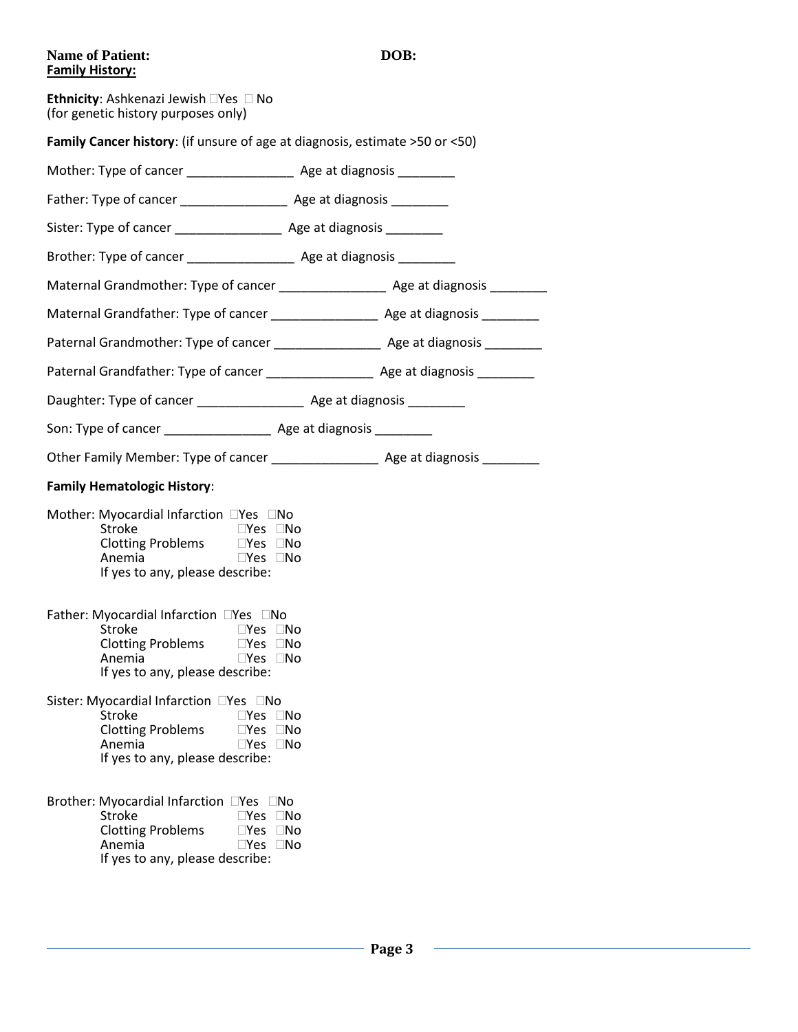**Name of Patient:** **DOB:**

**Family History:**

**Ethnicity**: Ashkenazi Jewish ☐Yes ☐ No
(for genetic history purposes only)

**Family Cancer history**: (if unsure of age at diagnosis, estimate >50 or <50)

Mother: Type of cancer _______________ Age at diagnosis ________

Father: Type of cancer _______________ Age at diagnosis ________

Sister: Type of cancer _______________ Age at diagnosis ________

Brother: Type of cancer _______________ Age at diagnosis ________

Maternal Grandmother: Type of cancer _______________ Age at diagnosis ________

Maternal Grandfather: Type of cancer _______________ Age at diagnosis ________

Paternal Grandmother: Type of cancer _______________ Age at diagnosis ________

Paternal Grandfather: Type of cancer _______________ Age at diagnosis ________

Daughter: Type of cancer _______________ Age at diagnosis ________

Son: Type of cancer _______________ Age at diagnosis ________

Other Family Member: Type of cancer _______________ Age at diagnosis ________

**Family Hematologic History**:

Mother: Myocardial Infarction ☐Yes ☐No
Stroke ☐Yes ☐No
Clotting Problems ☐Yes ☐No
Anemia ☐Yes ☐No
If yes to any, please describe:

Father: Myocardial Infarction ☐Yes ☐No
Stroke ☐Yes ☐No
Clotting Problems ☐Yes ☐No
Anemia ☐Yes ☐No
If yes to any, please describe:

Sister: Myocardial Infarction ☐Yes ☐No
Stroke ☐Yes ☐No
Clotting Problems ☐Yes ☐No
Anemia ☐Yes ☐No
If yes to any, please describe:

Brother: Myocardial Infarction ☐Yes ☐No
Stroke ☐Yes ☐No
Clotting Problems ☐Yes ☐No
Anemia ☐Yes ☐No
If yes to any, please describe: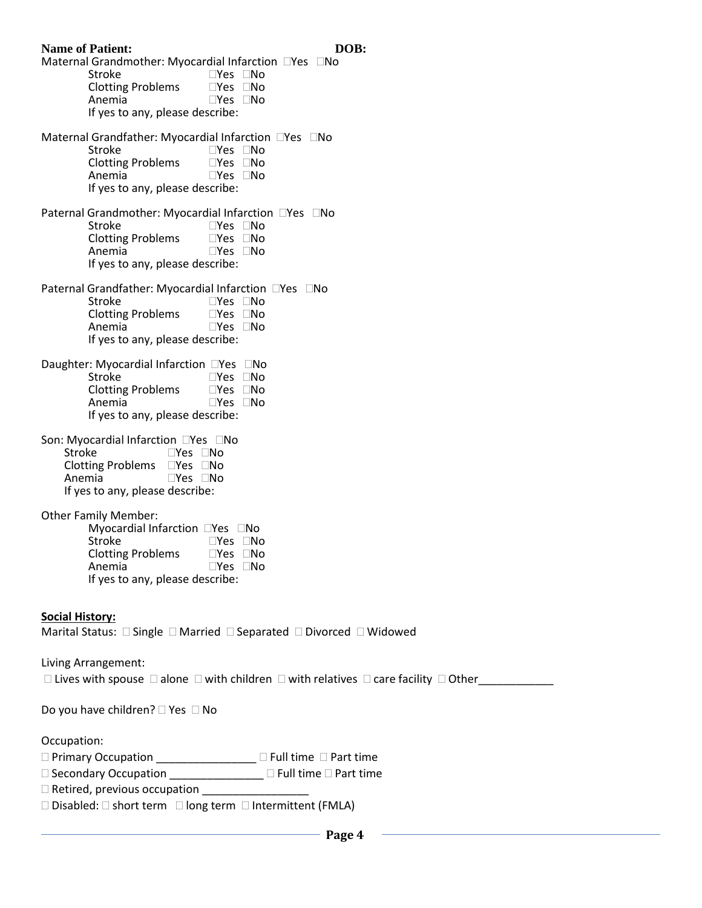**Name of Patient:** **DOB:**

Maternal Grandmother: Myocardial Infarction ☐Yes ☐No
- Stroke ☐Yes ☐No
- Clotting Problems ☐Yes ☐No
- Anemia ☐Yes ☐No
- If yes to any, please describe:

Maternal Grandfather: Myocardial Infarction ☐Yes ☐No
- Stroke ☐Yes ☐No
- Clotting Problems ☐Yes ☐No
- Anemia ☐Yes ☐No
- If yes to any, please describe:

Paternal Grandmother: Myocardial Infarction ☐Yes ☐No
- Stroke ☐Yes ☐No
- Clotting Problems ☐Yes ☐No
- Anemia ☐Yes ☐No
- If yes to any, please describe:

Paternal Grandfather: Myocardial Infarction ☐Yes ☐No
- Stroke ☐Yes ☐No
- Clotting Problems ☐Yes ☐No
- Anemia ☐Yes ☐No
- If yes to any, please describe:

Daughter: Myocardial Infarction ☐Yes ☐No
- Stroke ☐Yes ☐No
- Clotting Problems ☐Yes ☐No
- Anemia ☐Yes ☐No
- If yes to any, please describe:

Son: Myocardial Infarction ☐Yes ☐No
- Stroke ☐Yes ☐No
- Clotting Problems ☐Yes ☐No
- Anemia ☐Yes ☐No
- If yes to any, please describe:

Other Family Member:
- Myocardial Infarction ☐Yes ☐No
- Stroke ☐Yes ☐No
- Clotting Problems ☐Yes ☐No
- Anemia ☐Yes ☐No
- If yes to any, please describe:

## Social History:

Marital Status: ☐ Single ☐ Married ☐ Separated ☐ Divorced ☐ Widowed

Living Arrangement:

☐ Lives with spouse ☐ alone ☐ with children ☐ with relatives ☐ care facility ☐ Other____________

Do you have children? ☐ Yes ☐ No

Occupation:

☐ Primary Occupation ________________ ☐ Full time ☐ Part time

☐ Secondary Occupation _______________ ☐ Full time ☐ Part time

☐ Retired, previous occupation _________________

☐ Disabled: ☐ short term ☐ long term ☐ Intermittent (FMLA)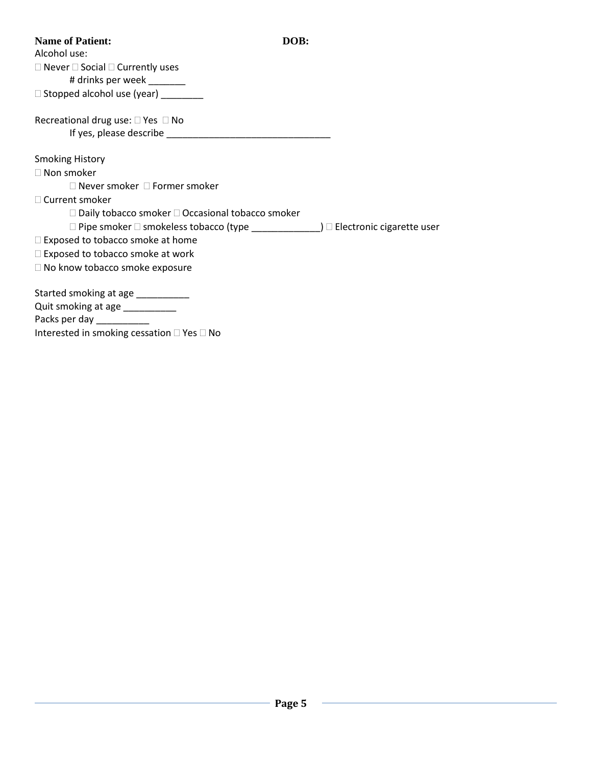**Name of Patient:** **DOB:**

Alcohol use:

☐ Never ☐ Social ☐ Currently uses

# drinks per week _______

☐ Stopped alcohol use (year) ________

Recreational drug use: ☐ Yes ☐ No

If yes, please describe _______________________________

Smoking History

☐ Non smoker

☐ Never smoker ☐ Former smoker

☐ Current smoker

☐ Daily tobacco smoker ☐ Occasional tobacco smoker

☐ Pipe smoker ☐ smokeless tobacco (type _____________) ☐ Electronic cigarette user

☐ Exposed to tobacco smoke at home

☐ Exposed to tobacco smoke at work

☐ No know tobacco smoke exposure

Started smoking at age __________

Quit smoking at age __________

Packs per day __________

Interested in smoking cessation ☐ Yes ☐ No